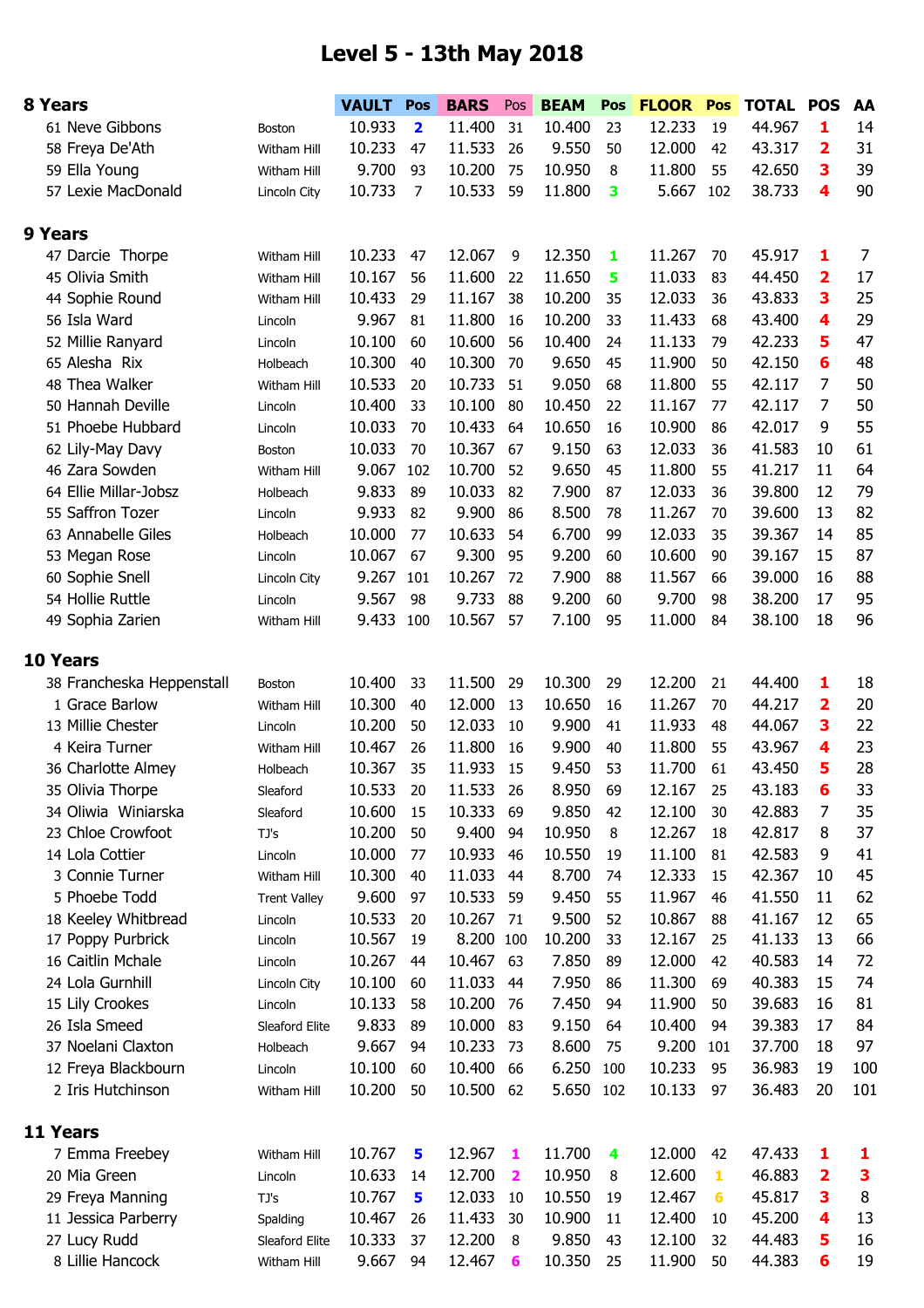# Level 5 - 13th May 2018

## 8 Years

| # | Name | Club | VAULT | Pos | BARS | Pos | BEAM | Pos | FLOOR | Pos | TOTAL | POS | AA |
|---|---|---|---|---|---|---|---|---|---|---|---|---|---|
| 61 | Neve Gibbons | Boston | 10.933 | 2 | 11.400 | 31 | 10.400 | 23 | 12.233 | 19 | 44.967 | 1 | 14 |
| 58 | Freya De'Ath | Witham Hill | 10.233 | 47 | 11.533 | 26 | 9.550 | 50 | 12.000 | 42 | 43.317 | 2 | 31 |
| 59 | Ella Young | Witham Hill | 9.700 | 93 | 10.200 | 75 | 10.950 | 8 | 11.800 | 55 | 42.650 | 3 | 39 |
| 57 | Lexie MacDonald | Lincoln City | 10.733 | 7 | 10.533 | 59 | 11.800 | 3 | 5.667 | 102 | 38.733 | 4 | 90 |

## 9 Years

| # | Name | Club | VAULT | Pos | BARS | Pos | BEAM | Pos | FLOOR | Pos | TOTAL | POS | AA |
|---|---|---|---|---|---|---|---|---|---|---|---|---|---|
| 47 | Darcie Thorpe | Witham Hill | 10.233 | 47 | 12.067 | 9 | 12.350 | 1 | 11.267 | 70 | 45.917 | 1 | 7 |
| 45 | Olivia Smith | Witham Hill | 10.167 | 56 | 11.600 | 22 | 11.650 | 5 | 11.033 | 83 | 44.450 | 2 | 17 |
| 44 | Sophie Round | Witham Hill | 10.433 | 29 | 11.167 | 38 | 10.200 | 35 | 12.033 | 36 | 43.833 | 3 | 25 |
| 56 | Isla Ward | Lincoln | 9.967 | 81 | 11.800 | 16 | 10.200 | 33 | 11.433 | 68 | 43.400 | 4 | 29 |
| 52 | Millie Ranyard | Lincoln | 10.100 | 60 | 10.600 | 56 | 10.400 | 24 | 11.133 | 79 | 42.233 | 5 | 47 |
| 65 | Alesha Rix | Holbeach | 10.300 | 40 | 10.300 | 70 | 9.650 | 45 | 11.900 | 50 | 42.150 | 6 | 48 |
| 48 | Thea Walker | Witham Hill | 10.533 | 20 | 10.733 | 51 | 9.050 | 68 | 11.800 | 55 | 42.117 | 7 | 50 |
| 50 | Hannah Deville | Lincoln | 10.400 | 33 | 10.100 | 80 | 10.450 | 22 | 11.167 | 77 | 42.117 | 7 | 50 |
| 51 | Phoebe Hubbard | Lincoln | 10.033 | 70 | 10.433 | 64 | 10.650 | 16 | 10.900 | 86 | 42.017 | 9 | 55 |
| 62 | Lily-May Davy | Boston | 10.033 | 70 | 10.367 | 67 | 9.150 | 63 | 12.033 | 36 | 41.583 | 10 | 61 |
| 46 | Zara Sowden | Witham Hill | 9.067 | 102 | 10.700 | 52 | 9.650 | 45 | 11.800 | 55 | 41.217 | 11 | 64 |
| 64 | Ellie Millar-Jobsz | Holbeach | 9.833 | 89 | 10.033 | 82 | 7.900 | 87 | 12.033 | 36 | 39.800 | 12 | 79 |
| 55 | Saffron Tozer | Lincoln | 9.933 | 82 | 9.900 | 86 | 8.500 | 78 | 11.267 | 70 | 39.600 | 13 | 82 |
| 63 | Annabelle Giles | Holbeach | 10.000 | 77 | 10.633 | 54 | 6.700 | 99 | 12.033 | 35 | 39.367 | 14 | 85 |
| 53 | Megan Rose | Lincoln | 10.067 | 67 | 9.300 | 95 | 9.200 | 60 | 10.600 | 90 | 39.167 | 15 | 87 |
| 60 | Sophie Snell | Lincoln City | 9.267 | 101 | 10.267 | 72 | 7.900 | 88 | 11.567 | 66 | 39.000 | 16 | 88 |
| 54 | Hollie Ruttle | Lincoln | 9.567 | 98 | 9.733 | 88 | 9.200 | 60 | 9.700 | 98 | 38.200 | 17 | 95 |
| 49 | Sophia Zarien | Witham Hill | 9.433 | 100 | 10.567 | 57 | 7.100 | 95 | 11.000 | 84 | 38.100 | 18 | 96 |

## 10 Years

| # | Name | Club | VAULT | Pos | BARS | Pos | BEAM | Pos | FLOOR | Pos | TOTAL | POS | AA |
|---|---|---|---|---|---|---|---|---|---|---|---|---|---|
| 38 | Francheska Heppenstall | Boston | 10.400 | 33 | 11.500 | 29 | 10.300 | 29 | 12.200 | 21 | 44.400 | 1 | 18 |
| 1 | Grace Barlow | Witham Hill | 10.300 | 40 | 12.000 | 13 | 10.650 | 16 | 11.267 | 70 | 44.217 | 2 | 20 |
| 13 | Millie Chester | Lincoln | 10.200 | 50 | 12.033 | 10 | 9.900 | 41 | 11.933 | 48 | 44.067 | 3 | 22 |
| 4 | Keira Turner | Witham Hill | 10.467 | 26 | 11.800 | 16 | 9.900 | 40 | 11.800 | 55 | 43.967 | 4 | 23 |
| 36 | Charlotte Almey | Holbeach | 10.367 | 35 | 11.933 | 15 | 9.450 | 53 | 11.700 | 61 | 43.450 | 5 | 28 |
| 35 | Olivia Thorpe | Sleaford | 10.533 | 20 | 11.533 | 26 | 8.950 | 69 | 12.167 | 25 | 43.183 | 6 | 33 |
| 34 | Oliwia Winiarska | Sleaford | 10.600 | 15 | 10.333 | 69 | 9.850 | 42 | 12.100 | 30 | 42.883 | 7 | 35 |
| 23 | Chloe Crowfoot | TJ's | 10.200 | 50 | 9.400 | 94 | 10.950 | 8 | 12.267 | 18 | 42.817 | 8 | 37 |
| 14 | Lola Cottier | Lincoln | 10.000 | 77 | 10.933 | 46 | 10.550 | 19 | 11.100 | 81 | 42.583 | 9 | 41 |
| 3 | Connie Turner | Witham Hill | 10.300 | 40 | 11.033 | 44 | 8.700 | 74 | 12.333 | 15 | 42.367 | 10 | 45 |
| 5 | Phoebe Todd | Trent Valley | 9.600 | 97 | 10.533 | 59 | 9.450 | 55 | 11.967 | 46 | 41.550 | 11 | 62 |
| 18 | Keeley Whitbread | Lincoln | 10.533 | 20 | 10.267 | 71 | 9.500 | 52 | 10.867 | 88 | 41.167 | 12 | 65 |
| 17 | Poppy Purbrick | Lincoln | 10.567 | 19 | 8.200 | 100 | 10.200 | 33 | 12.167 | 25 | 41.133 | 13 | 66 |
| 16 | Caitlin Mchale | Lincoln | 10.267 | 44 | 10.467 | 63 | 7.850 | 89 | 12.000 | 42 | 40.583 | 14 | 72 |
| 24 | Lola Gurnhill | Lincoln City | 10.100 | 60 | 11.033 | 44 | 7.950 | 86 | 11.300 | 69 | 40.383 | 15 | 74 |
| 15 | Lily Crookes | Lincoln | 10.133 | 58 | 10.200 | 76 | 7.450 | 94 | 11.900 | 50 | 39.683 | 16 | 81 |
| 26 | Isla Smeed | Sleaford Elite | 9.833 | 89 | 10.000 | 83 | 9.150 | 64 | 10.400 | 94 | 39.383 | 17 | 84 |
| 37 | Noelani Claxton | Holbeach | 9.667 | 94 | 10.233 | 73 | 8.600 | 75 | 9.200 | 101 | 37.700 | 18 | 97 |
| 12 | Freya Blackbourn | Lincoln | 10.100 | 60 | 10.400 | 66 | 6.250 | 100 | 10.233 | 95 | 36.983 | 19 | 100 |
| 2 | Iris Hutchinson | Witham Hill | 10.200 | 50 | 10.500 | 62 | 5.650 | 102 | 10.133 | 97 | 36.483 | 20 | 101 |

## 11 Years

| # | Name | Club | VAULT | Pos | BARS | Pos | BEAM | Pos | FLOOR | Pos | TOTAL | POS | AA |
|---|---|---|---|---|---|---|---|---|---|---|---|---|---|
| 7 | Emma Freebey | Witham Hill | 10.767 | 5 | 12.967 | 1 | 11.700 | 4 | 12.000 | 42 | 47.433 | 1 | 1 |
| 20 | Mia Green | Lincoln | 10.633 | 14 | 12.700 | 2 | 10.950 | 8 | 12.600 | 1 | 46.883 | 2 | 3 |
| 29 | Freya Manning | TJ's | 10.767 | 5 | 12.033 | 10 | 10.550 | 19 | 12.467 | 6 | 45.817 | 3 | 8 |
| 11 | Jessica Parberry | Spalding | 10.467 | 26 | 11.433 | 30 | 10.900 | 11 | 12.400 | 10 | 45.200 | 4 | 13 |
| 27 | Lucy Rudd | Sleaford Elite | 10.333 | 37 | 12.200 | 8 | 9.850 | 43 | 12.100 | 32 | 44.483 | 5 | 16 |
| 8 | Lillie Hancock | Witham Hill | 9.667 | 94 | 12.467 | 6 | 10.350 | 25 | 11.900 | 50 | 44.383 | 6 | 19 |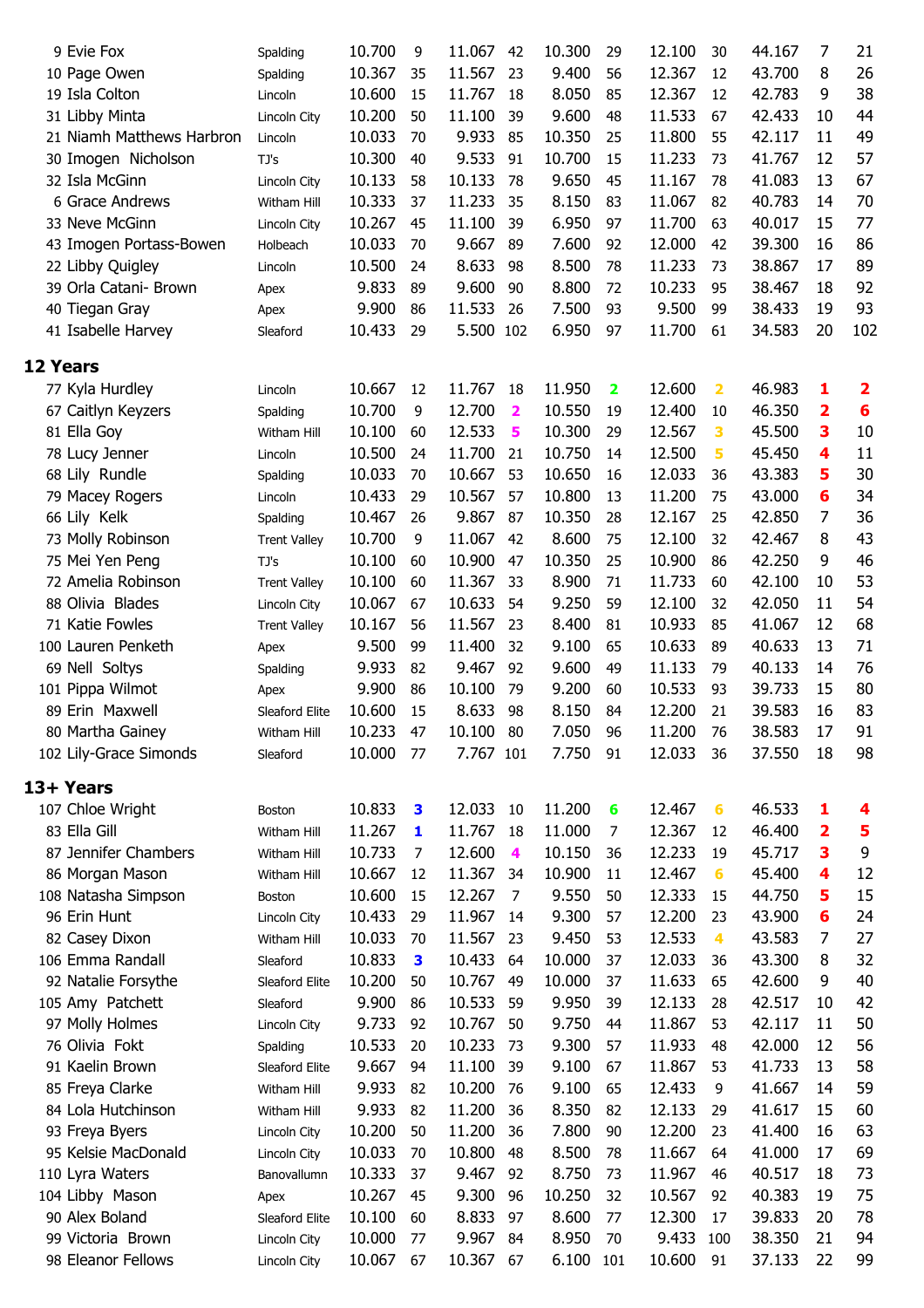| | | | | | | | | | | | | |
|---|---|---|---|---|---|---|---|---|---|---|---|---|
| 9 Evie Fox | Spalding | 10.700 | 9 | 11.067 | 42 | 10.300 | 29 | 12.100 | 30 | 44.167 | 7 | 21 |
| 10 Page Owen | Spalding | 10.367 | 35 | 11.567 | 23 | 9.400 | 56 | 12.367 | 12 | 43.700 | 8 | 26 |
| 19 Isla Colton | Lincoln | 10.600 | 15 | 11.767 | 18 | 8.050 | 85 | 12.367 | 12 | 42.783 | 9 | 38 |
| 31 Libby Minta | Lincoln City | 10.200 | 50 | 11.100 | 39 | 9.600 | 48 | 11.533 | 67 | 42.433 | 10 | 44 |
| 21 Niamh Matthews Harbron | Lincoln | 10.033 | 70 | 9.933 | 85 | 10.350 | 25 | 11.800 | 55 | 42.117 | 11 | 49 |
| 30 Imogen Nicholson | TJ's | 10.300 | 40 | 9.533 | 91 | 10.700 | 15 | 11.233 | 73 | 41.767 | 12 | 57 |
| 32 Isla McGinn | Lincoln City | 10.133 | 58 | 10.133 | 78 | 9.650 | 45 | 11.167 | 78 | 41.083 | 13 | 67 |
| 6 Grace Andrews | Witham Hill | 10.333 | 37 | 11.233 | 35 | 8.150 | 83 | 11.067 | 82 | 40.783 | 14 | 70 |
| 33 Neve McGinn | Lincoln City | 10.267 | 45 | 11.100 | 39 | 6.950 | 97 | 11.700 | 63 | 40.017 | 15 | 77 |
| 43 Imogen Portass-Bowen | Holbeach | 10.033 | 70 | 9.667 | 89 | 7.600 | 92 | 12.000 | 42 | 39.300 | 16 | 86 |
| 22 Libby Quigley | Lincoln | 10.500 | 24 | 8.633 | 98 | 8.500 | 78 | 11.233 | 73 | 38.867 | 17 | 89 |
| 39 Orla Catani- Brown | Apex | 9.833 | 89 | 9.600 | 90 | 8.800 | 72 | 10.233 | 95 | 38.467 | 18 | 92 |
| 40 Tiegan Gray | Apex | 9.900 | 86 | 11.533 | 26 | 7.500 | 93 | 9.500 | 99 | 38.433 | 19 | 93 |
| 41 Isabelle Harvey | Sleaford | 10.433 | 29 | 5.500 | 102 | 6.950 | 97 | 11.700 | 61 | 34.583 | 20 | 102 |

## 12 Years

| | | | | | | | | | | | | |
|---|---|---|---|---|---|---|---|---|---|---|---|---|
| 77 Kyla Hurdley | Lincoln | 10.667 | 12 | 11.767 | 18 | 11.950 | 2 | 12.600 | 2 | 46.983 | 1 | 2 |
| 67 Caitlyn Keyzers | Spalding | 10.700 | 9 | 12.700 | 2 | 10.550 | 19 | 12.400 | 10 | 46.350 | 2 | 6 |
| 81 Ella Goy | Witham Hill | 10.100 | 60 | 12.533 | 5 | 10.300 | 29 | 12.567 | 3 | 45.500 | 3 | 10 |
| 78 Lucy Jenner | Lincoln | 10.500 | 24 | 11.700 | 21 | 10.750 | 14 | 12.500 | 5 | 45.450 | 4 | 11 |
| 68 Lily Rundle | Spalding | 10.033 | 70 | 10.667 | 53 | 10.650 | 16 | 12.033 | 36 | 43.383 | 5 | 30 |
| 79 Macey Rogers | Lincoln | 10.433 | 29 | 10.567 | 57 | 10.800 | 13 | 11.200 | 75 | 43.000 | 6 | 34 |
| 66 Lily Kelk | Spalding | 10.467 | 26 | 9.867 | 87 | 10.350 | 28 | 12.167 | 25 | 42.850 | 7 | 36 |
| 73 Molly Robinson | Trent Valley | 10.700 | 9 | 11.067 | 42 | 8.600 | 75 | 12.100 | 32 | 42.467 | 8 | 43 |
| 75 Mei Yen Peng | TJ's | 10.100 | 60 | 10.900 | 47 | 10.350 | 25 | 10.900 | 86 | 42.250 | 9 | 46 |
| 72 Amelia Robinson | Trent Valley | 10.100 | 60 | 11.367 | 33 | 8.900 | 71 | 11.733 | 60 | 42.100 | 10 | 53 |
| 88 Olivia Blades | Lincoln City | 10.067 | 67 | 10.633 | 54 | 9.250 | 59 | 12.100 | 32 | 42.050 | 11 | 54 |
| 71 Katie Fowles | Trent Valley | 10.167 | 56 | 11.567 | 23 | 8.400 | 81 | 10.933 | 85 | 41.067 | 12 | 68 |
| 100 Lauren Penketh | Apex | 9.500 | 99 | 11.400 | 32 | 9.100 | 65 | 10.633 | 89 | 40.633 | 13 | 71 |
| 69 Nell Soltys | Spalding | 9.933 | 82 | 9.467 | 92 | 9.600 | 49 | 11.133 | 79 | 40.133 | 14 | 76 |
| 101 Pippa Wilmot | Apex | 9.900 | 86 | 10.100 | 79 | 9.200 | 60 | 10.533 | 93 | 39.733 | 15 | 80 |
| 89 Erin Maxwell | Sleaford Elite | 10.600 | 15 | 8.633 | 98 | 8.150 | 84 | 12.200 | 21 | 39.583 | 16 | 83 |
| 80 Martha Gainey | Witham Hill | 10.233 | 47 | 10.100 | 80 | 7.050 | 96 | 11.200 | 76 | 38.583 | 17 | 91 |
| 102 Lily-Grace Simonds | Sleaford | 10.000 | 77 | 7.767 | 101 | 7.750 | 91 | 12.033 | 36 | 37.550 | 18 | 98 |

## 13+ Years

| | | | | | | | | | | | | |
|---|---|---|---|---|---|---|---|---|---|---|---|---|
| 107 Chloe Wright | Boston | 10.833 | 3 | 12.033 | 10 | 11.200 | 6 | 12.467 | 6 | 46.533 | 1 | 4 |
| 83 Ella Gill | Witham Hill | 11.267 | 1 | 11.767 | 18 | 11.000 | 7 | 12.367 | 12 | 46.400 | 2 | 5 |
| 87 Jennifer Chambers | Witham Hill | 10.733 | 7 | 12.600 | 4 | 10.150 | 36 | 12.233 | 19 | 45.717 | 3 | 9 |
| 86 Morgan Mason | Witham Hill | 10.667 | 12 | 11.367 | 34 | 10.900 | 11 | 12.467 | 6 | 45.400 | 4 | 12 |
| 108 Natasha Simpson | Boston | 10.600 | 15 | 12.267 | 7 | 9.550 | 50 | 12.333 | 15 | 44.750 | 5 | 15 |
| 96 Erin Hunt | Lincoln City | 10.433 | 29 | 11.967 | 14 | 9.300 | 57 | 12.200 | 23 | 43.900 | 6 | 24 |
| 82 Casey Dixon | Witham Hill | 10.033 | 70 | 11.567 | 23 | 9.450 | 53 | 12.533 | 4 | 43.583 | 7 | 27 |
| 106 Emma Randall | Sleaford | 10.833 | 3 | 10.433 | 64 | 10.000 | 37 | 12.033 | 36 | 43.300 | 8 | 32 |
| 92 Natalie Forsythe | Sleaford Elite | 10.200 | 50 | 10.767 | 49 | 10.000 | 37 | 11.633 | 65 | 42.600 | 9 | 40 |
| 105 Amy Patchett | Sleaford | 9.900 | 86 | 10.533 | 59 | 9.950 | 39 | 12.133 | 28 | 42.517 | 10 | 42 |
| 97 Molly Holmes | Lincoln City | 9.733 | 92 | 10.767 | 50 | 9.750 | 44 | 11.867 | 53 | 42.117 | 11 | 50 |
| 76 Olivia Fokt | Spalding | 10.533 | 20 | 10.233 | 73 | 9.300 | 57 | 11.933 | 48 | 42.000 | 12 | 56 |
| 91 Kaelin Brown | Sleaford Elite | 9.667 | 94 | 11.100 | 39 | 9.100 | 67 | 11.867 | 53 | 41.733 | 13 | 58 |
| 85 Freya Clarke | Witham Hill | 9.933 | 82 | 10.200 | 76 | 9.100 | 65 | 12.433 | 9 | 41.667 | 14 | 59 |
| 84 Lola Hutchinson | Witham Hill | 9.933 | 82 | 11.200 | 36 | 8.350 | 82 | 12.133 | 29 | 41.617 | 15 | 60 |
| 93 Freya Byers | Lincoln City | 10.200 | 50 | 11.200 | 36 | 7.800 | 90 | 12.200 | 23 | 41.400 | 16 | 63 |
| 95 Kelsie MacDonald | Lincoln City | 10.033 | 70 | 10.800 | 48 | 8.500 | 78 | 11.667 | 64 | 41.000 | 17 | 69 |
| 110 Lyra Waters | Banovallumn | 10.333 | 37 | 9.467 | 92 | 8.750 | 73 | 11.967 | 46 | 40.517 | 18 | 73 |
| 104 Libby Mason | Apex | 10.267 | 45 | 9.300 | 96 | 10.250 | 32 | 10.567 | 92 | 40.383 | 19 | 75 |
| 90 Alex Boland | Sleaford Elite | 10.100 | 60 | 8.833 | 97 | 8.600 | 77 | 12.300 | 17 | 39.833 | 20 | 78 |
| 99 Victoria Brown | Lincoln City | 10.000 | 77 | 9.967 | 84 | 8.950 | 70 | 9.433 | 100 | 38.350 | 21 | 94 |
| 98 Eleanor Fellows | Lincoln City | 10.067 | 67 | 10.367 | 67 | 6.100 | 101 | 10.600 | 91 | 37.133 | 22 | 99 |